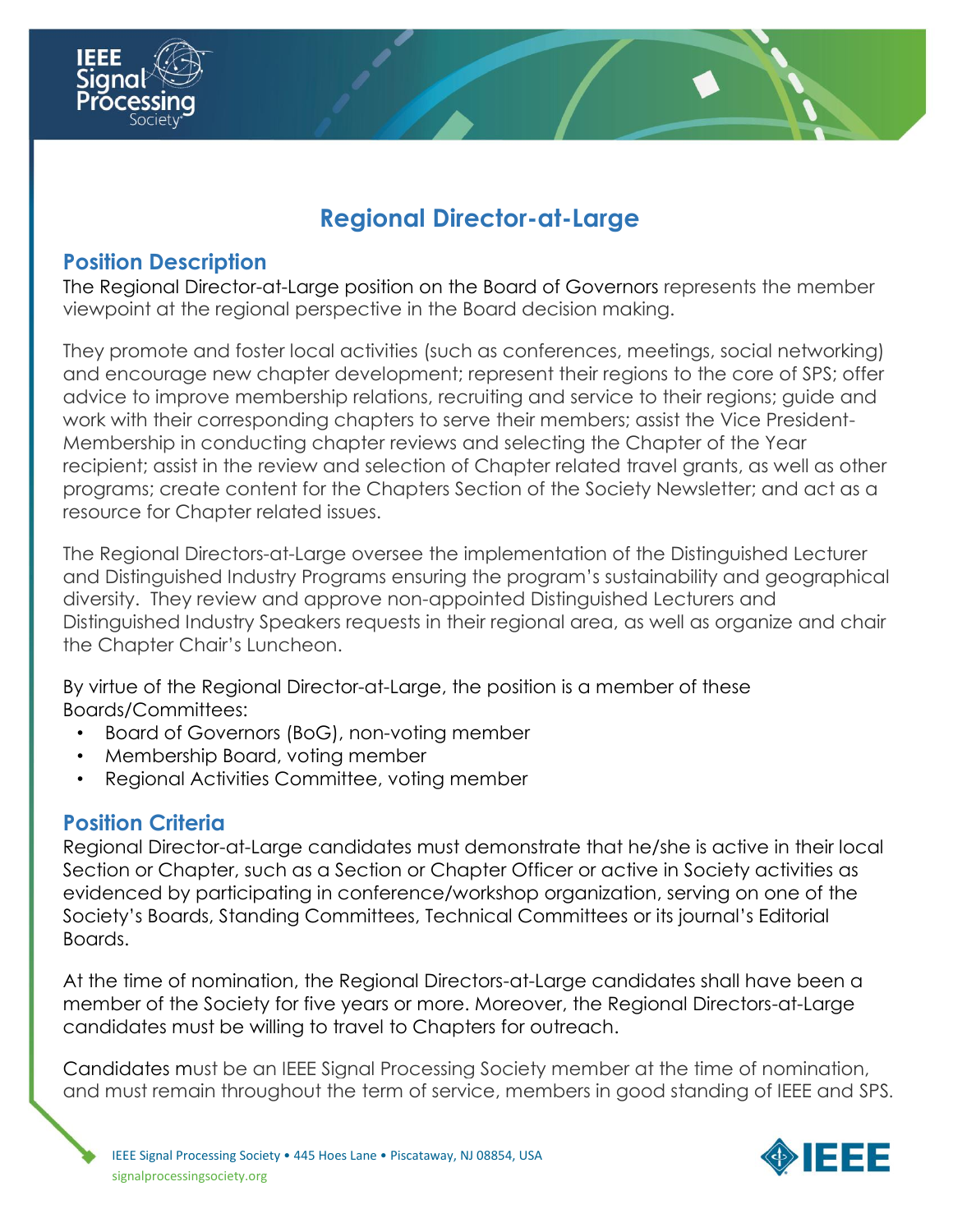# Regional Director-at-Large

## Position Description

The Regional Director-at-Large position on the Board of Governors represents the member viewpoint at the regional perspective in the Board decision making.

They promote and foster local activities (such as conferences, meetings, social networking) and encourage new chapter development; represent their regions to the core of SPS; offer advice to improve membership relations, recruiting and service to their regions; guide and work with their corresponding chapters to serve their members; assist the Vice President-Membership in conducting chapter reviews and selecting the Chapter of the Year recipient; assist in the review and selection of Chapter related travel grants, as well as other programs; create content for the Chapters Section of the Society Newsletter; and act as a resource for Chapter related issues.

The Regional Directors-at-Large oversee the implementation of the Distinguished Lecturer and Distinguished Industry Programs ensuring the program's sustainability and geographical diversity. They review and approve non-appointed Distinguished Lecturers and Distinguished Industry Speakers requests in their regional area, as well as organize and chair the Chapter Chair's Luncheon.

By virtue of the Regional Director-at-Large, the position is a member of these Boards/Committees:

- Board of Governors (BoG), non-voting member
- Membership Board, voting member
- Regional Activities Committee, voting member

## Position Criteria

Regional Director-at-Large candidates must demonstrate that he/she is active in their local Section or Chapter, such as a Section or Chapter Officer or active in Society activities as evidenced by participating in conference/workshop organization, serving on one of the Society's Boards, Standing Committees, Technical Committees or its journal's Editorial Boards.

At the time of nomination, the Regional Directors-at-Large candidates shall have been a member of the Society for five years or more. Moreover, the Regional Directors-at-Large candidates must be willing to travel to Chapters for outreach.

Candidates must be an IEEE Signal Processing Society member at the time of nomination, and must remain throughout the term of service, members in good standing of IEEE and SPS.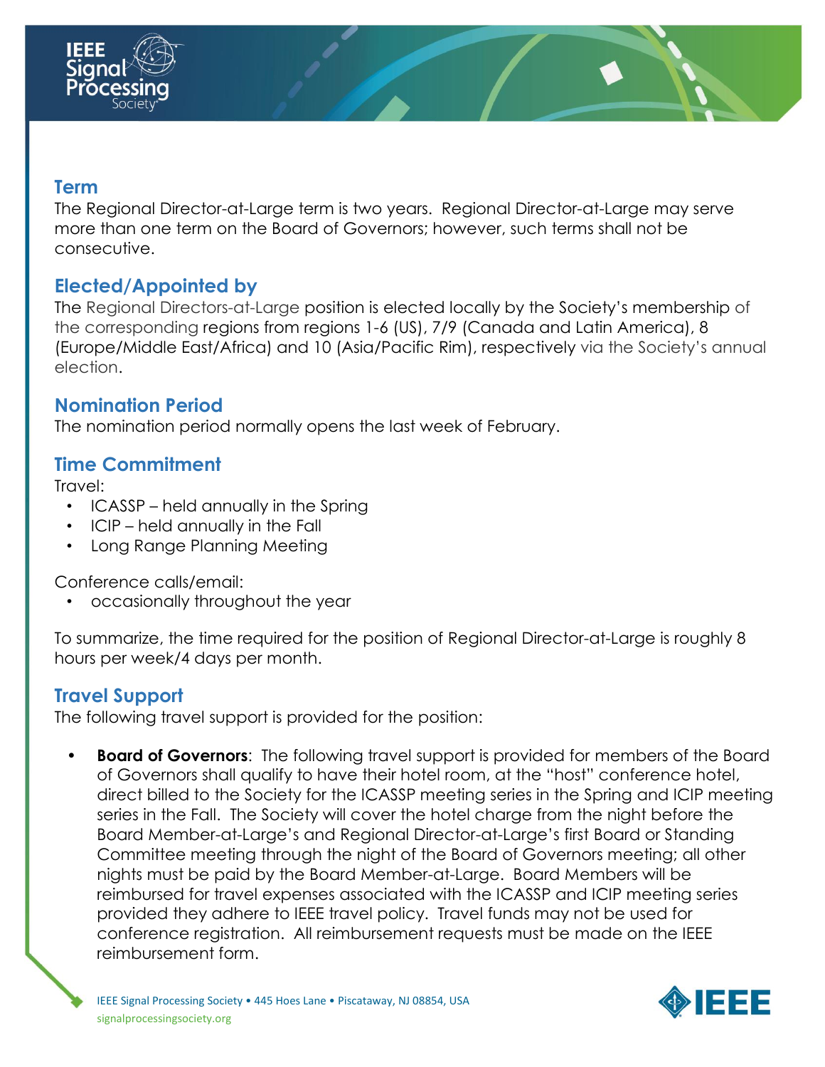## Term

The Regional Director-at-Large term is two years. Regional Director-at-Large may serve more than one term on the Board of Governors; however, such terms shall not be consecutive.

## Elected/Appointed by

The Regional Directors-at-Large position is elected locally by the Society's membership of the corresponding regions from regions 1-6 (US), 7/9 (Canada and Latin America), 8 (Europe/Middle East/Africa) and 10 (Asia/Pacific Rim), respectively via the Society's annual election.

## Nomination Period

The nomination period normally opens the last week of February.

## Time Commitment

Travel:

- ICASSP – held annually in the Spring
- ICIP – held annually in the Fall
- Long Range Planning Meeting

Conference calls/email:

- occasionally throughout the year

To summarize, the time required for the position of Regional Director-at-Large is roughly 8 hours per week/4 days per month.

## Travel Support

The following travel support is provided for the position:

- **Board of Governors**: The following travel support is provided for members of the Board of Governors shall qualify to have their hotel room, at the "host" conference hotel, direct billed to the Society for the ICASSP meeting series in the Spring and ICIP meeting series in the Fall. The Society will cover the hotel charge from the night before the Board Member-at-Large's and Regional Director-at-Large's first Board or Standing Committee meeting through the night of the Board of Governors meeting; all other nights must be paid by the Board Member-at-Large. Board Members will be reimbursed for travel expenses associated with the ICASSP and ICIP meeting series provided they adhere to IEEE travel policy. Travel funds may not be used for conference registration. All reimbursement requests must be made on the IEEE reimbursement form.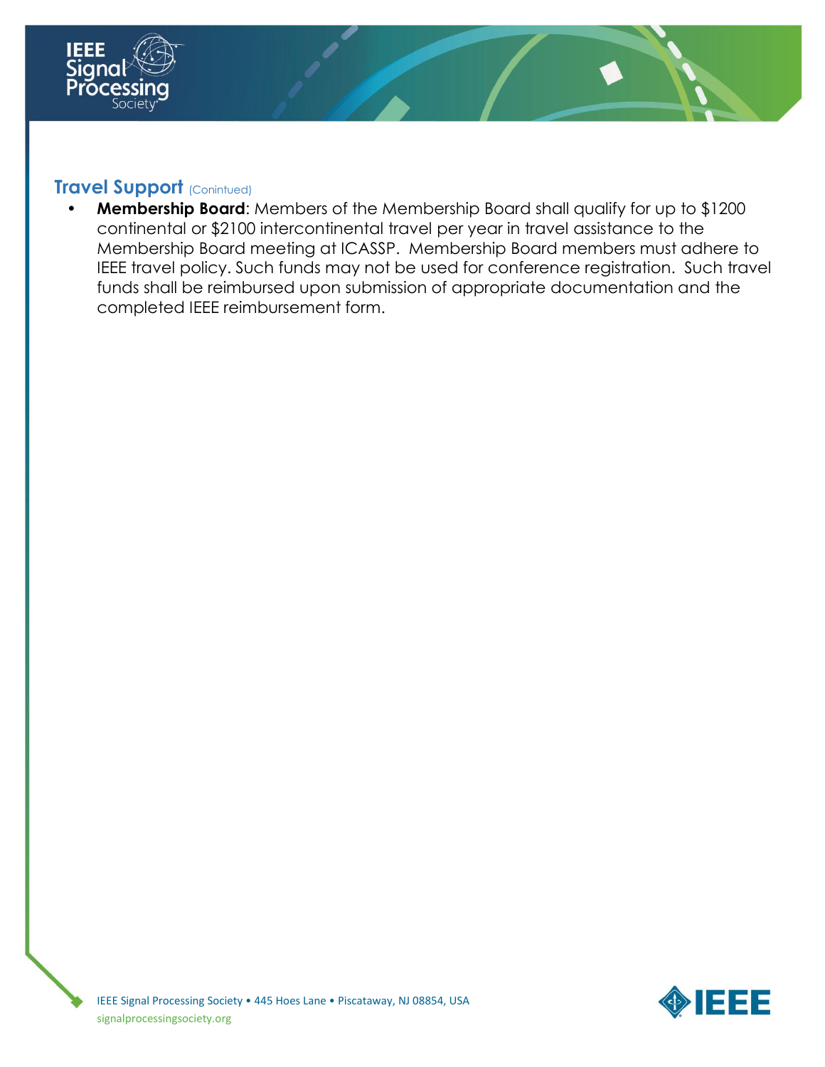## Travel Support (Conintued)

- **Membership Board**: Members of the Membership Board shall qualify for up to $1200 continental or $2100 intercontinental travel per year in travel assistance to the Membership Board meeting at ICASSP. Membership Board members must adhere to IEEE travel policy. Such funds may not be used for conference registration. Such travel funds shall be reimbursed upon submission of appropriate documentation and the completed IEEE reimbursement form.